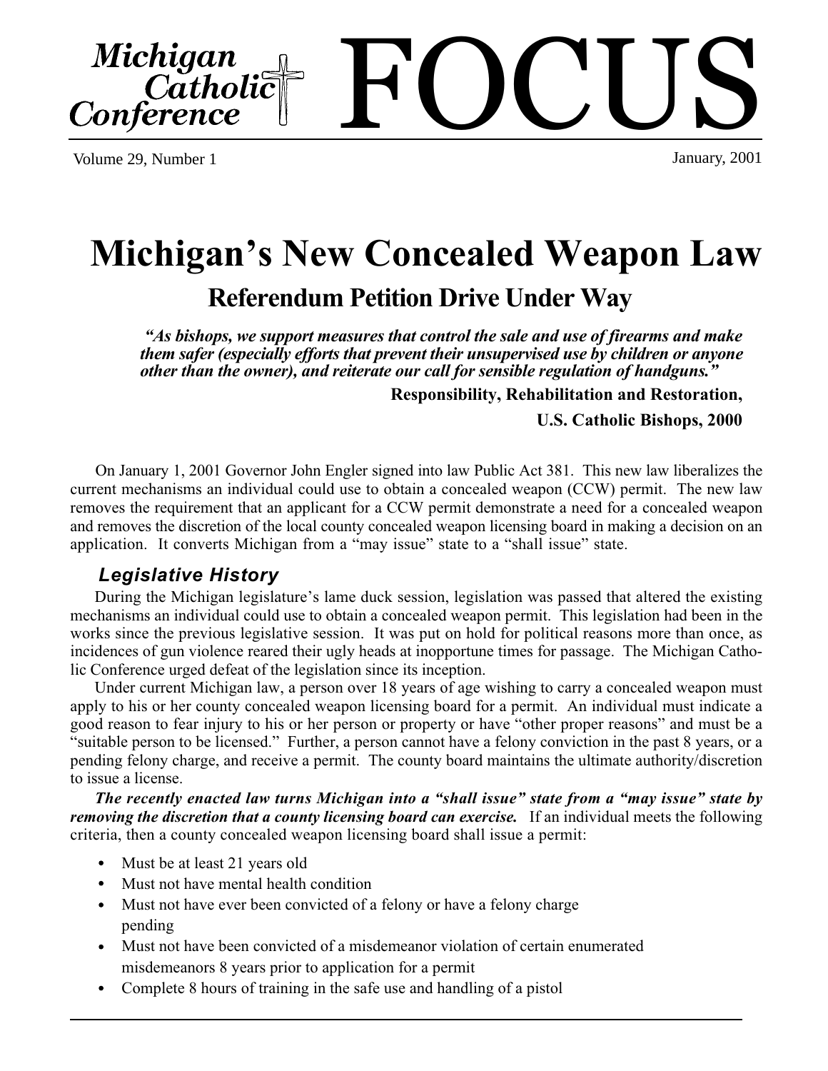# Michigan Catholic Conference FOCUS

Volume 29, Number 1 — January, 2001

# Michigan's New Concealed Weapon Law

## Referendum Petition Drive Under Way

> ***"As bishops, we support measures that control the sale and use of firearms and make them safer (especially efforts that prevent their unsupervised use by children or anyone other than the owner), and reiterate our call for sensible regulation of handguns."***
>
> **Responsibility, Rehabilitation and Restoration,**
>
> **U.S. Catholic Bishops, 2000**

On January 1, 2001 Governor John Engler signed into law Public Act 381. This new law liberalizes the current mechanisms an individual could use to obtain a concealed weapon (CCW) permit. The new law removes the requirement that an applicant for a CCW permit demonstrate a need for a concealed weapon and removes the discretion of the local county concealed weapon licensing board in making a decision on an application. It converts Michigan from a "may issue" state to a "shall issue" state.

### *Legislative History*

During the Michigan legislature's lame duck session, legislation was passed that altered the existing mechanisms an individual could use to obtain a concealed weapon permit. This legislation had been in the works since the previous legislative session. It was put on hold for political reasons more than once, as incidences of gun violence reared their ugly heads at inopportune times for passage. The Michigan Catholic Conference urged defeat of the legislation since its inception.

Under current Michigan law, a person over 18 years of age wishing to carry a concealed weapon must apply to his or her county concealed weapon licensing board for a permit. An individual must indicate a good reason to fear injury to his or her person or property or have "other proper reasons" and must be a "suitable person to be licensed." Further, a person cannot have a felony conviction in the past 8 years, or a pending felony charge, and receive a permit. The county board maintains the ultimate authority/discretion to issue a license.

***The recently enacted law turns Michigan into a "shall issue" state from a "may issue" state by removing the discretion that a county licensing board can exercise.*** If an individual meets the following criteria, then a county concealed weapon licensing board shall issue a permit:

- Must be at least 21 years old
- Must not have mental health condition
- Must not have ever been convicted of a felony or have a felony charge pending
- Must not have been convicted of a misdemeanor violation of certain enumerated misdemeanors 8 years prior to application for a permit
- Complete 8 hours of training in the safe use and handling of a pistol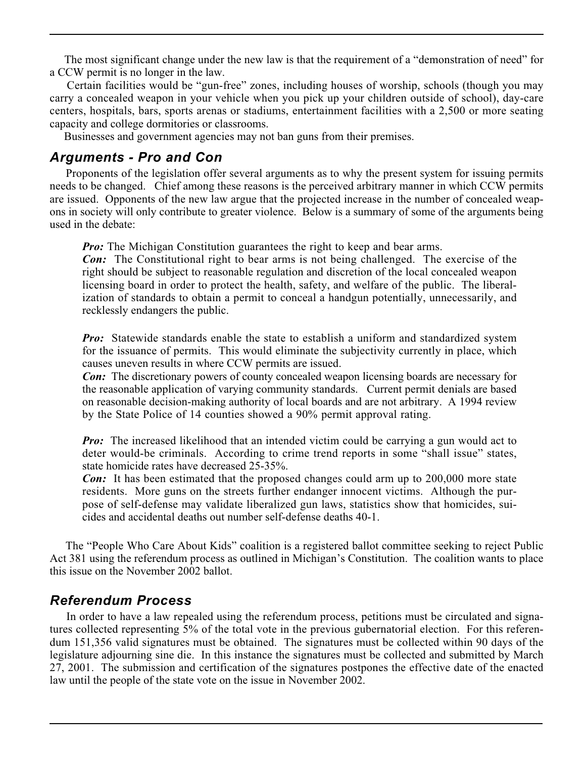The most significant change under the new law is that the requirement of a "demonstration of need" for a CCW permit is no longer in the law.

Certain facilities would be "gun-free" zones, including houses of worship, schools (though you may carry a concealed weapon in your vehicle when you pick up your children outside of school), day-care centers, hospitals, bars, sports arenas or stadiums, entertainment facilities with a 2,500 or more seating capacity and college dormitories or classrooms.

Businesses and government agencies may not ban guns from their premises.

## *Arguments - Pro and Con*

Proponents of the legislation offer several arguments as to why the present system for issuing permits needs to be changed. Chief among these reasons is the perceived arbitrary manner in which CCW permits are issued. Opponents of the new law argue that the projected increase in the number of concealed weapons in society will only contribute to greater violence. Below is a summary of some of the arguments being used in the debate:

> ***Pro:*** The Michigan Constitution guarantees the right to keep and bear arms.
> ***Con:*** The Constitutional right to bear arms is not being challenged. The exercise of the right should be subject to reasonable regulation and discretion of the local concealed weapon licensing board in order to protect the health, safety, and welfare of the public. The liberalization of standards to obtain a permit to conceal a handgun potentially, unnecessarily, and recklessly endangers the public.
>
> ***Pro:*** Statewide standards enable the state to establish a uniform and standardized system for the issuance of permits. This would eliminate the subjectivity currently in place, which causes uneven results in where CCW permits are issued.
> ***Con:*** The discretionary powers of county concealed weapon licensing boards are necessary for the reasonable application of varying community standards. Current permit denials are based on reasonable decision-making authority of local boards and are not arbitrary. A 1994 review by the State Police of 14 counties showed a 90% permit approval rating.
>
> ***Pro:*** The increased likelihood that an intended victim could be carrying a gun would act to deter would-be criminals. According to crime trend reports in some "shall issue" states, state homicide rates have decreased 25-35%.
> ***Con:*** It has been estimated that the proposed changes could arm up to 200,000 more state residents. More guns on the streets further endanger innocent victims. Although the purpose of self-defense may validate liberalized gun laws, statistics show that homicides, suicides and accidental deaths out number self-defense deaths 40-1.

The "People Who Care About Kids" coalition is a registered ballot committee seeking to reject Public Act 381 using the referendum process as outlined in Michigan's Constitution. The coalition wants to place this issue on the November 2002 ballot.

## *Referendum Process*

In order to have a law repealed using the referendum process, petitions must be circulated and signatures collected representing 5% of the total vote in the previous gubernatorial election. For this referendum 151,356 valid signatures must be obtained. The signatures must be collected within 90 days of the legislature adjourning sine die. In this instance the signatures must be collected and submitted by March 27, 2001. The submission and certification of the signatures postpones the effective date of the enacted law until the people of the state vote on the issue in November 2002.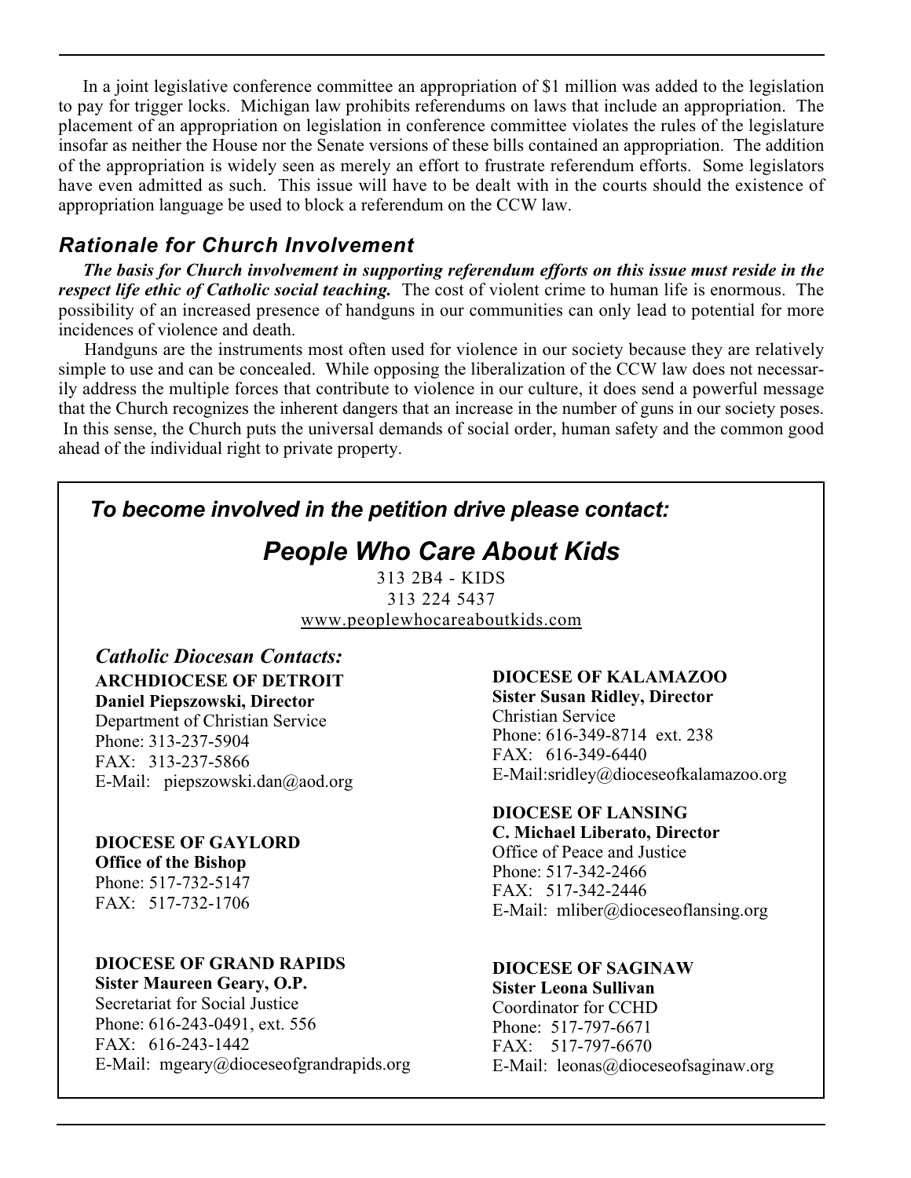In a joint legislative conference committee an appropriation of $1 million was added to the legislation to pay for trigger locks. Michigan law prohibits referendums on laws that include an appropriation. The placement of an appropriation on legislation in conference committee violates the rules of the legislature insofar as neither the House nor the Senate versions of these bills contained an appropriation. The addition of the appropriation is widely seen as merely an effort to frustrate referendum efforts. Some legislators have even admitted as such. This issue will have to be dealt with in the courts should the existence of appropriation language be used to block a referendum on the CCW law.

## *Rationale for Church Involvement*

***The basis for Church involvement in supporting referendum efforts on this issue must reside in the respect life ethic of Catholic social teaching.*** The cost of violent crime to human life is enormous. The possibility of an increased presence of handguns in our communities can only lead to potential for more incidences of violence and death.

Handguns are the instruments most often used for violence in our society because they are relatively simple to use and can be concealed. While opposing the liberalization of the CCW law does not necessarily address the multiple forces that contribute to violence in our culture, it does send a powerful message that the Church recognizes the inherent dangers that an increase in the number of guns in our society poses. In this sense, the Church puts the universal demands of social order, human safety and the common good ahead of the individual right to private property.

### *To become involved in the petition drive please contact:*

## *People Who Care About Kids*

313 2B4 - KIDS
313 224 5437
www.peoplewhocareaboutkids.com

### *Catholic Diocesan Contacts:*

**ARCHDIOCESE OF DETROIT**
**Daniel Piepszowski, Director**
Department of Christian Service
Phone: 313-237-5904
FAX: 313-237-5866
E-Mail: piepszowski.dan@aod.org

**DIOCESE OF GAYLORD**
**Office of the Bishop**
Phone: 517-732-5147
FAX: 517-732-1706

**DIOCESE OF GRAND RAPIDS**
**Sister Maureen Geary, O.P.**
Secretariat for Social Justice
Phone: 616-243-0491, ext. 556
FAX: 616-243-1442
E-Mail: mgeary@dioceseofgrandrapids.org

**DIOCESE OF KALAMAZOO**
**Sister Susan Ridley, Director**
Christian Service
Phone: 616-349-8714 ext. 238
FAX: 616-349-6440
E-Mail:sridley@dioceseofkalamazoo.org

**DIOCESE OF LANSING**
**C. Michael Liberato, Director**
Office of Peace and Justice
Phone: 517-342-2466
FAX: 517-342-2446
E-Mail: mliber@dioceseoflansing.org

**DIOCESE OF SAGINAW**
**Sister Leona Sullivan**
Coordinator for CCHD
Phone: 517-797-6671
FAX: 517-797-6670
E-Mail: leonas@dioceseofsaginaw.org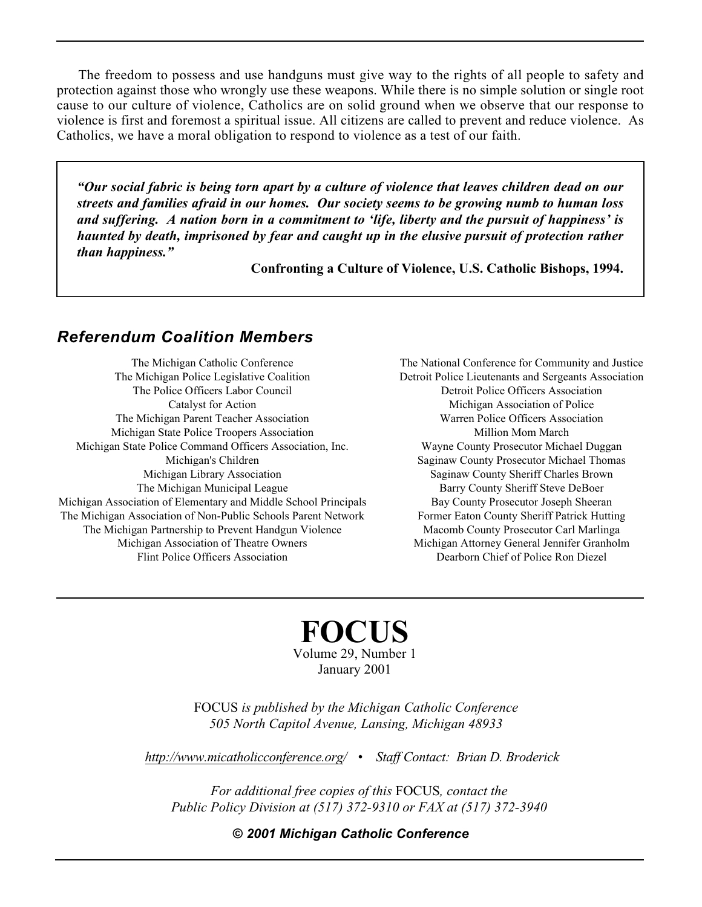The freedom to possess and use handguns must give way to the rights of all people to safety and protection against those who wrongly use these weapons. While there is no simple solution or single root cause to our culture of violence, Catholics are on solid ground when we observe that our response to violence is first and foremost a spiritual issue. All citizens are called to prevent and reduce violence. As Catholics, we have a moral obligation to respond to violence as a test of our faith.

> ***"Our social fabric is being torn apart by a culture of violence that leaves children dead on our streets and families afraid in our homes. Our society seems to be growing numb to human loss and suffering. A nation born in a commitment to 'life, liberty and the pursuit of happiness' is haunted by death, imprisoned by fear and caught up in the elusive pursuit of protection rather than happiness."***
>
> **Confronting a Culture of Violence, U.S. Catholic Bishops, 1994.**

## *Referendum Coalition Members*

The Michigan Catholic Conference
The Michigan Police Legislative Coalition
The Police Officers Labor Council
Catalyst for Action
The Michigan Parent Teacher Association
Michigan State Police Troopers Association
Michigan State Police Command Officers Association, Inc.
Michigan's Children
Michigan Library Association
The Michigan Municipal League
Michigan Association of Elementary and Middle School Principals
The Michigan Association of Non-Public Schools Parent Network
The Michigan Partnership to Prevent Handgun Violence
Michigan Association of Theatre Owners
Flint Police Officers Association
The National Conference for Community and Justice
Detroit Police Lieutenants and Sergeants Association
Detroit Police Officers Association
Michigan Association of Police
Warren Police Officers Association
Million Mom March
Wayne County Prosecutor Michael Duggan
Saginaw County Prosecutor Michael Thomas
Saginaw County Sheriff Charles Brown
Barry County Sheriff Steve DeBoer
Bay County Prosecutor Joseph Sheeran
Former Eaton County Sheriff Patrick Hutting
Macomb County Prosecutor Carl Marlinga
Michigan Attorney General Jennifer Granholm
Dearborn Chief of Police Ron Diezel

# FOCUS

Volume 29, Number 1
January 2001

FOCUS *is published by the Michigan Catholic Conference*
*505 North Capitol Avenue, Lansing, Michigan 48933*

*http://www.micatholicconference.org/ • Staff Contact: Brian D. Broderick*

*For additional free copies of this* FOCUS*, contact the*
*Public Policy Division at (517) 372-9310 or FAX at (517) 372-3940*

***© 2001 Michigan Catholic Conference***